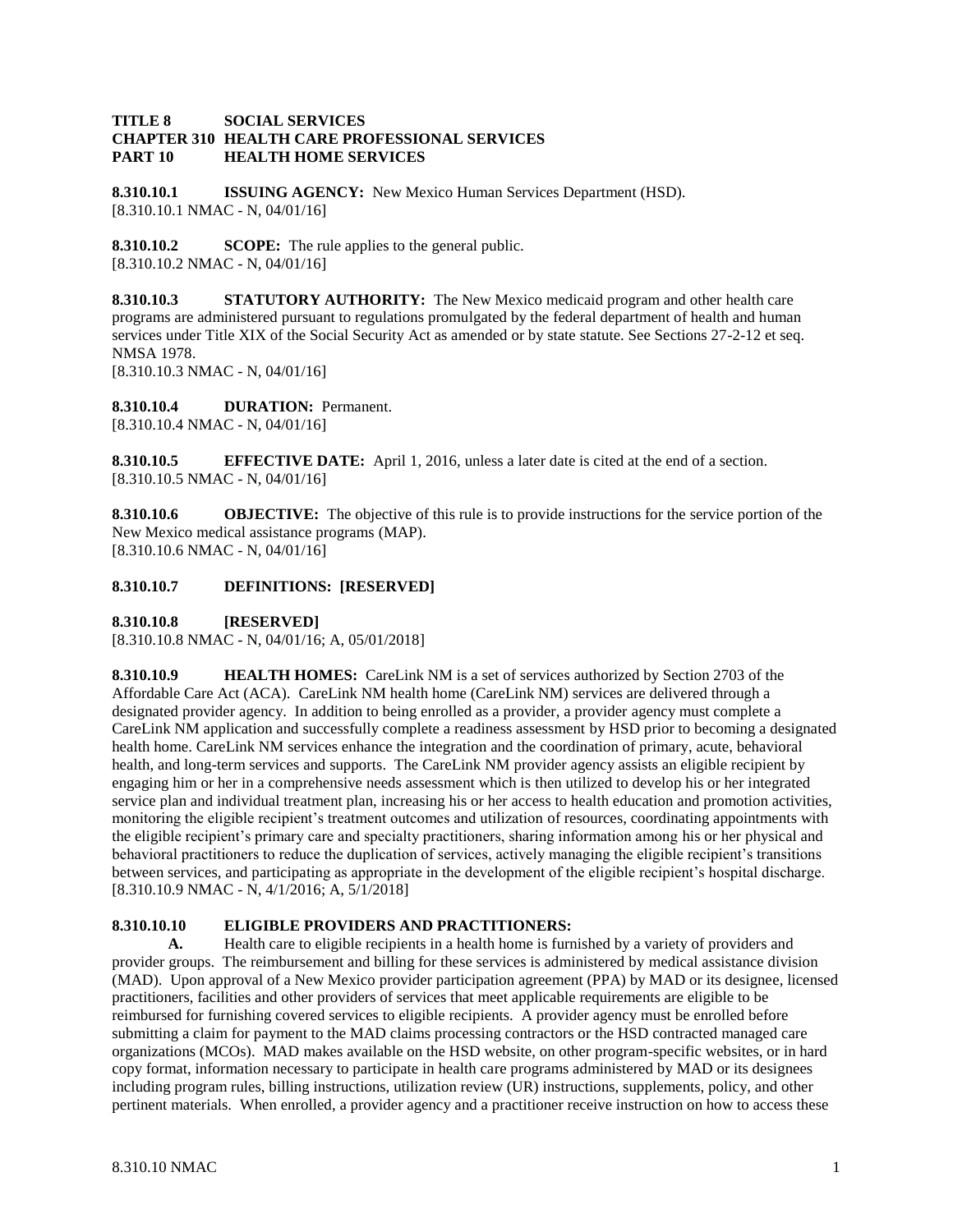**TITLE 8 SOCIAL SERVICES**
**CHAPTER 310 HEALTH CARE PROFESSIONAL SERVICES**
**PART 10 HEALTH HOME SERVICES**

**8.310.10.1 ISSUING AGENCY:** New Mexico Human Services Department (HSD).
[8.310.10.1 NMAC - N, 04/01/16]

**8.310.10.2 SCOPE:** The rule applies to the general public.
[8.310.10.2 NMAC - N, 04/01/16]

**8.310.10.3 STATUTORY AUTHORITY:** The New Mexico medicaid program and other health care programs are administered pursuant to regulations promulgated by the federal department of health and human services under Title XIX of the Social Security Act as amended or by state statute. See Sections 27-2-12 et seq. NMSA 1978.
[8.310.10.3 NMAC - N, 04/01/16]

**8.310.10.4 DURATION:** Permanent.
[8.310.10.4 NMAC - N, 04/01/16]

**8.310.10.5 EFFECTIVE DATE:** April 1, 2016, unless a later date is cited at the end of a section.
[8.310.10.5 NMAC - N, 04/01/16]

**8.310.10.6 OBJECTIVE:** The objective of this rule is to provide instructions for the service portion of the New Mexico medical assistance programs (MAP).
[8.310.10.6 NMAC - N, 04/01/16]

**8.310.10.7 DEFINITIONS: [RESERVED]**

**8.310.10.8 [RESERVED]**
[8.310.10.8 NMAC - N, 04/01/16; A, 05/01/2018]

**8.310.10.9 HEALTH HOMES:** CareLink NM is a set of services authorized by Section 2703 of the Affordable Care Act (ACA). CareLink NM health home (CareLink NM) services are delivered through a designated provider agency. In addition to being enrolled as a provider, a provider agency must complete a CareLink NM application and successfully complete a readiness assessment by HSD prior to becoming a designated health home. CareLink NM services enhance the integration and the coordination of primary, acute, behavioral health, and long-term services and supports. The CareLink NM provider agency assists an eligible recipient by engaging him or her in a comprehensive needs assessment which is then utilized to develop his or her integrated service plan and individual treatment plan, increasing his or her access to health education and promotion activities, monitoring the eligible recipient's treatment outcomes and utilization of resources, coordinating appointments with the eligible recipient's primary care and specialty practitioners, sharing information among his or her physical and behavioral practitioners to reduce the duplication of services, actively managing the eligible recipient's transitions between services, and participating as appropriate in the development of the eligible recipient's hospital discharge.
[8.310.10.9 NMAC - N, 4/1/2016; A, 5/1/2018]

**8.310.10.10 ELIGIBLE PROVIDERS AND PRACTITIONERS:**

**A.** Health care to eligible recipients in a health home is furnished by a variety of providers and provider groups. The reimbursement and billing for these services is administered by medical assistance division (MAD). Upon approval of a New Mexico provider participation agreement (PPA) by MAD or its designee, licensed practitioners, facilities and other providers of services that meet applicable requirements are eligible to be reimbursed for furnishing covered services to eligible recipients. A provider agency must be enrolled before submitting a claim for payment to the MAD claims processing contractors or the HSD contracted managed care organizations (MCOs). MAD makes available on the HSD website, on other program-specific websites, or in hard copy format, information necessary to participate in health care programs administered by MAD or its designees including program rules, billing instructions, utilization review (UR) instructions, supplements, policy, and other pertinent materials. When enrolled, a provider agency and a practitioner receive instruction on how to access these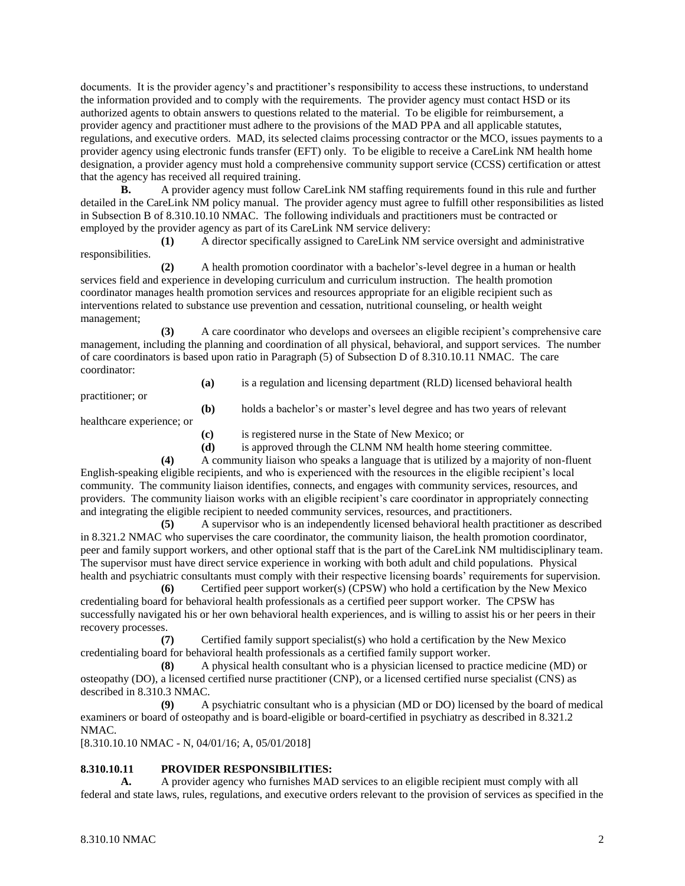documents. It is the provider agency's and practitioner's responsibility to access these instructions, to understand the information provided and to comply with the requirements. The provider agency must contact HSD or its authorized agents to obtain answers to questions related to the material. To be eligible for reimbursement, a provider agency and practitioner must adhere to the provisions of the MAD PPA and all applicable statutes, regulations, and executive orders. MAD, its selected claims processing contractor or the MCO, issues payments to a provider agency using electronic funds transfer (EFT) only. To be eligible to receive a CareLink NM health home designation, a provider agency must hold a comprehensive community support service (CCSS) certification or attest that the agency has received all required training.

**B.** A provider agency must follow CareLink NM staffing requirements found in this rule and further detailed in the CareLink NM policy manual. The provider agency must agree to fulfill other responsibilities as listed in Subsection B of 8.310.10.10 NMAC. The following individuals and practitioners must be contracted or employed by the provider agency as part of its CareLink NM service delivery:

**(1)** A director specifically assigned to CareLink NM service oversight and administrative responsibilities.

**(2)** A health promotion coordinator with a bachelor's-level degree in a human or health services field and experience in developing curriculum and curriculum instruction. The health promotion coordinator manages health promotion services and resources appropriate for an eligible recipient such as interventions related to substance use prevention and cessation, nutritional counseling, or health weight management;

**(3)** A care coordinator who develops and oversees an eligible recipient's comprehensive care management, including the planning and coordination of all physical, behavioral, and support services. The number of care coordinators is based upon ratio in Paragraph (5) of Subsection D of 8.310.10.11 NMAC. The care coordinator:

**(a)** is a regulation and licensing department (RLD) licensed behavioral health practitioner; or

**(b)** holds a bachelor's or master's level degree and has two years of relevant healthcare experience; or

**(c)** is registered nurse in the State of New Mexico; or

**(d)** is approved through the CLNM NM health home steering committee.

**(4)** A community liaison who speaks a language that is utilized by a majority of non-fluent English-speaking eligible recipients, and who is experienced with the resources in the eligible recipient's local community. The community liaison identifies, connects, and engages with community services, resources, and providers. The community liaison works with an eligible recipient's care coordinator in appropriately connecting and integrating the eligible recipient to needed community services, resources, and practitioners.

**(5)** A supervisor who is an independently licensed behavioral health practitioner as described in 8.321.2 NMAC who supervises the care coordinator, the community liaison, the health promotion coordinator, peer and family support workers, and other optional staff that is the part of the CareLink NM multidisciplinary team. The supervisor must have direct service experience in working with both adult and child populations. Physical health and psychiatric consultants must comply with their respective licensing boards' requirements for supervision.

**(6)** Certified peer support worker(s) (CPSW) who hold a certification by the New Mexico credentialing board for behavioral health professionals as a certified peer support worker. The CPSW has successfully navigated his or her own behavioral health experiences, and is willing to assist his or her peers in their recovery processes.

**(7)** Certified family support specialist(s) who hold a certification by the New Mexico credentialing board for behavioral health professionals as a certified family support worker.

**(8)** A physical health consultant who is a physician licensed to practice medicine (MD) or osteopathy (DO), a licensed certified nurse practitioner (CNP), or a licensed certified nurse specialist (CNS) as described in 8.310.3 NMAC.

**(9)** A psychiatric consultant who is a physician (MD or DO) licensed by the board of medical examiners or board of osteopathy and is board-eligible or board-certified in psychiatry as described in 8.321.2 NMAC.

[8.310.10.10 NMAC - N, 04/01/16; A, 05/01/2018]

**8.310.10.11 PROVIDER RESPONSIBILITIES:**

**A.** A provider agency who furnishes MAD services to an eligible recipient must comply with all federal and state laws, rules, regulations, and executive orders relevant to the provision of services as specified in the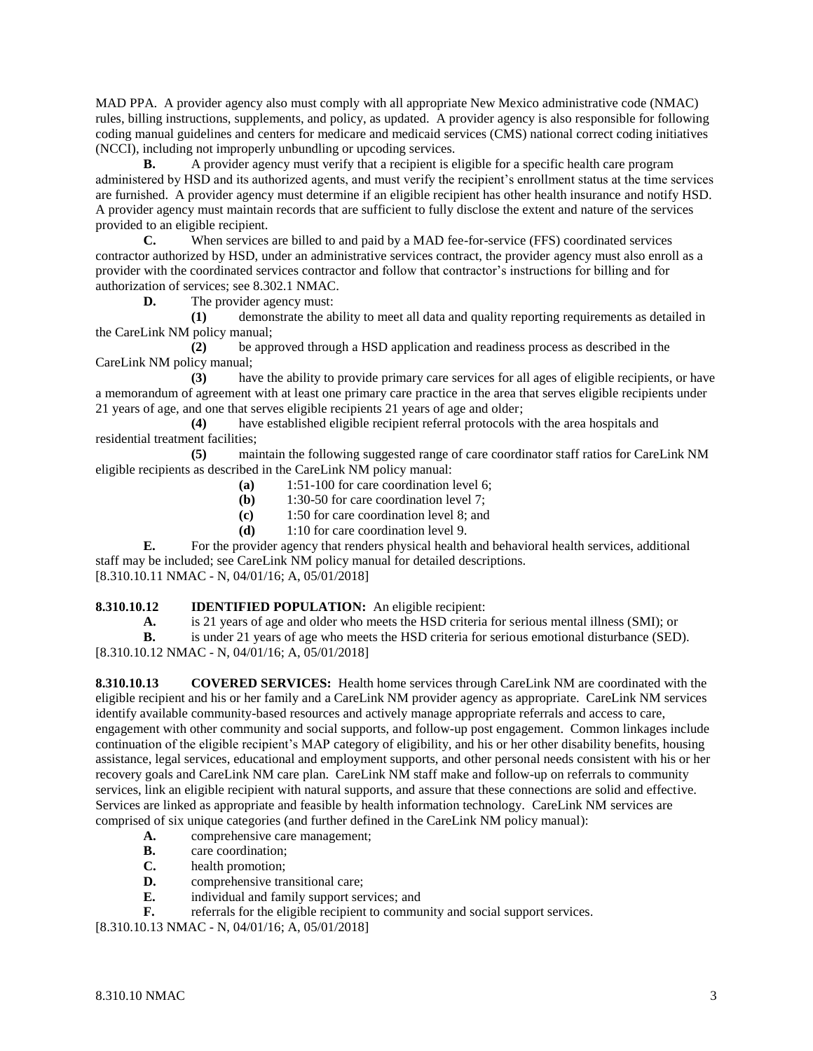MAD PPA. A provider agency also must comply with all appropriate New Mexico administrative code (NMAC) rules, billing instructions, supplements, and policy, as updated. A provider agency is also responsible for following coding manual guidelines and centers for medicare and medicaid services (CMS) national correct coding initiatives (NCCI), including not improperly unbundling or upcoding services.

**B.** A provider agency must verify that a recipient is eligible for a specific health care program administered by HSD and its authorized agents, and must verify the recipient's enrollment status at the time services are furnished. A provider agency must determine if an eligible recipient has other health insurance and notify HSD. A provider agency must maintain records that are sufficient to fully disclose the extent and nature of the services provided to an eligible recipient.

**C.** When services are billed to and paid by a MAD fee-for-service (FFS) coordinated services contractor authorized by HSD, under an administrative services contract, the provider agency must also enroll as a provider with the coordinated services contractor and follow that contractor's instructions for billing and for authorization of services; see 8.302.1 NMAC.

**D.** The provider agency must:

**(1)** demonstrate the ability to meet all data and quality reporting requirements as detailed in the CareLink NM policy manual;

**(2)** be approved through a HSD application and readiness process as described in the CareLink NM policy manual;

**(3)** have the ability to provide primary care services for all ages of eligible recipients, or have a memorandum of agreement with at least one primary care practice in the area that serves eligible recipients under 21 years of age, and one that serves eligible recipients 21 years of age and older;

**(4)** have established eligible recipient referral protocols with the area hospitals and residential treatment facilities;

**(5)** maintain the following suggested range of care coordinator staff ratios for CareLink NM eligible recipients as described in the CareLink NM policy manual:

**(a)** 1:51-100 for care coordination level 6;

**(b)** 1:30-50 for care coordination level 7;

**(c)** 1:50 for care coordination level 8; and

**(d)** 1:10 for care coordination level 9.

**E.** For the provider agency that renders physical health and behavioral health services, additional staff may be included; see CareLink NM policy manual for detailed descriptions.

[8.310.10.11 NMAC - N, 04/01/16; A, 05/01/2018]

**8.310.10.12 IDENTIFIED POPULATION:** An eligible recipient:

**A.** is 21 years of age and older who meets the HSD criteria for serious mental illness (SMI); or

**B.** is under 21 years of age who meets the HSD criteria for serious emotional disturbance (SED).

[8.310.10.12 NMAC - N, 04/01/16; A, 05/01/2018]

**8.310.10.13 COVERED SERVICES:** Health home services through CareLink NM are coordinated with the eligible recipient and his or her family and a CareLink NM provider agency as appropriate. CareLink NM services identify available community-based resources and actively manage appropriate referrals and access to care, engagement with other community and social supports, and follow-up post engagement. Common linkages include continuation of the eligible recipient's MAP category of eligibility, and his or her other disability benefits, housing assistance, legal services, educational and employment supports, and other personal needs consistent with his or her recovery goals and CareLink NM care plan. CareLink NM staff make and follow-up on referrals to community services, link an eligible recipient with natural supports, and assure that these connections are solid and effective. Services are linked as appropriate and feasible by health information technology. CareLink NM services are comprised of six unique categories (and further defined in the CareLink NM policy manual):

**A.** comprehensive care management;

**B.** care coordination;

**C.** health promotion;

**D.** comprehensive transitional care;

**E.** individual and family support services; and

**F.** referrals for the eligible recipient to community and social support services.

[8.310.10.13 NMAC - N, 04/01/16; A, 05/01/2018]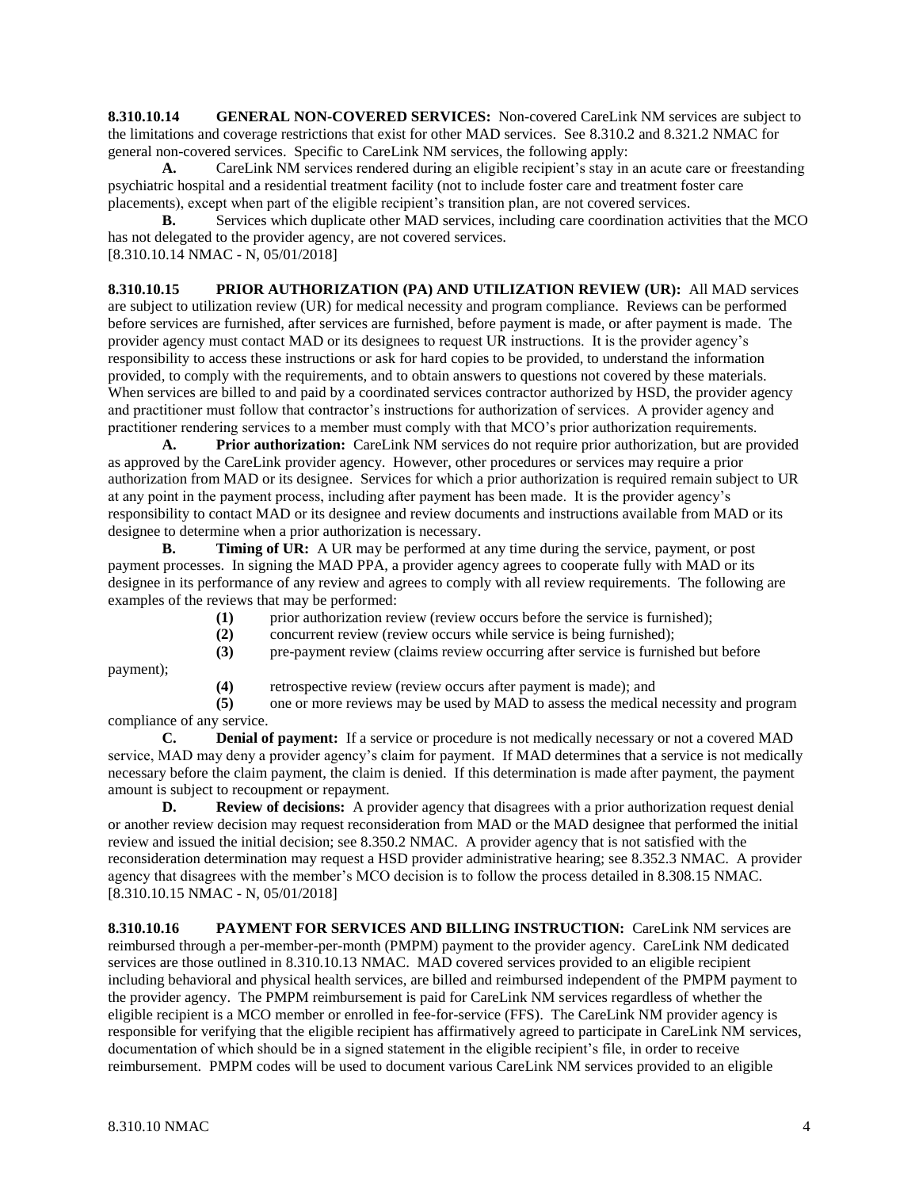**8.310.10.14 GENERAL NON-COVERED SERVICES:** Non-covered CareLink NM services are subject to the limitations and coverage restrictions that exist for other MAD services. See 8.310.2 and 8.321.2 NMAC for general non-covered services. Specific to CareLink NM services, the following apply:

**A.** CareLink NM services rendered during an eligible recipient's stay in an acute care or freestanding psychiatric hospital and a residential treatment facility (not to include foster care and treatment foster care placements), except when part of the eligible recipient's transition plan, are not covered services.

**B.** Services which duplicate other MAD services, including care coordination activities that the MCO has not delegated to the provider agency, are not covered services.

[8.310.10.14 NMAC - N, 05/01/2018]

**8.310.10.15 PRIOR AUTHORIZATION (PA) AND UTILIZATION REVIEW (UR):** All MAD services are subject to utilization review (UR) for medical necessity and program compliance. Reviews can be performed before services are furnished, after services are furnished, before payment is made, or after payment is made. The provider agency must contact MAD or its designees to request UR instructions. It is the provider agency's responsibility to access these instructions or ask for hard copies to be provided, to understand the information provided, to comply with the requirements, and to obtain answers to questions not covered by these materials. When services are billed to and paid by a coordinated services contractor authorized by HSD, the provider agency and practitioner must follow that contractor's instructions for authorization of services. A provider agency and practitioner rendering services to a member must comply with that MCO's prior authorization requirements.

**A. Prior authorization:** CareLink NM services do not require prior authorization, but are provided as approved by the CareLink provider agency. However, other procedures or services may require a prior authorization from MAD or its designee. Services for which a prior authorization is required remain subject to UR at any point in the payment process, including after payment has been made. It is the provider agency's responsibility to contact MAD or its designee and review documents and instructions available from MAD or its designee to determine when a prior authorization is necessary.

**B. Timing of UR:** A UR may be performed at any time during the service, payment, or post payment processes. In signing the MAD PPA, a provider agency agrees to cooperate fully with MAD or its designee in its performance of any review and agrees to comply with all review requirements. The following are examples of the reviews that may be performed:

**(1)** prior authorization review (review occurs before the service is furnished);

**(2)** concurrent review (review occurs while service is being furnished);

**(3)** pre-payment review (claims review occurring after service is furnished but before payment);

**(4)** retrospective review (review occurs after payment is made); and

**(5)** one or more reviews may be used by MAD to assess the medical necessity and program compliance of any service.

**C. Denial of payment:** If a service or procedure is not medically necessary or not a covered MAD service, MAD may deny a provider agency's claim for payment. If MAD determines that a service is not medically necessary before the claim payment, the claim is denied. If this determination is made after payment, the payment amount is subject to recoupment or repayment.

**D. Review of decisions:** A provider agency that disagrees with a prior authorization request denial or another review decision may request reconsideration from MAD or the MAD designee that performed the initial review and issued the initial decision; see 8.350.2 NMAC. A provider agency that is not satisfied with the reconsideration determination may request a HSD provider administrative hearing; see 8.352.3 NMAC. A provider agency that disagrees with the member's MCO decision is to follow the process detailed in 8.308.15 NMAC.

[8.310.10.15 NMAC - N, 05/01/2018]

**8.310.10.16 PAYMENT FOR SERVICES AND BILLING INSTRUCTION:** CareLink NM services are reimbursed through a per-member-per-month (PMPM) payment to the provider agency. CareLink NM dedicated services are those outlined in 8.310.10.13 NMAC. MAD covered services provided to an eligible recipient including behavioral and physical health services, are billed and reimbursed independent of the PMPM payment to the provider agency. The PMPM reimbursement is paid for CareLink NM services regardless of whether the eligible recipient is a MCO member or enrolled in fee-for-service (FFS). The CareLink NM provider agency is responsible for verifying that the eligible recipient has affirmatively agreed to participate in CareLink NM services, documentation of which should be in a signed statement in the eligible recipient's file, in order to receive reimbursement. PMPM codes will be used to document various CareLink NM services provided to an eligible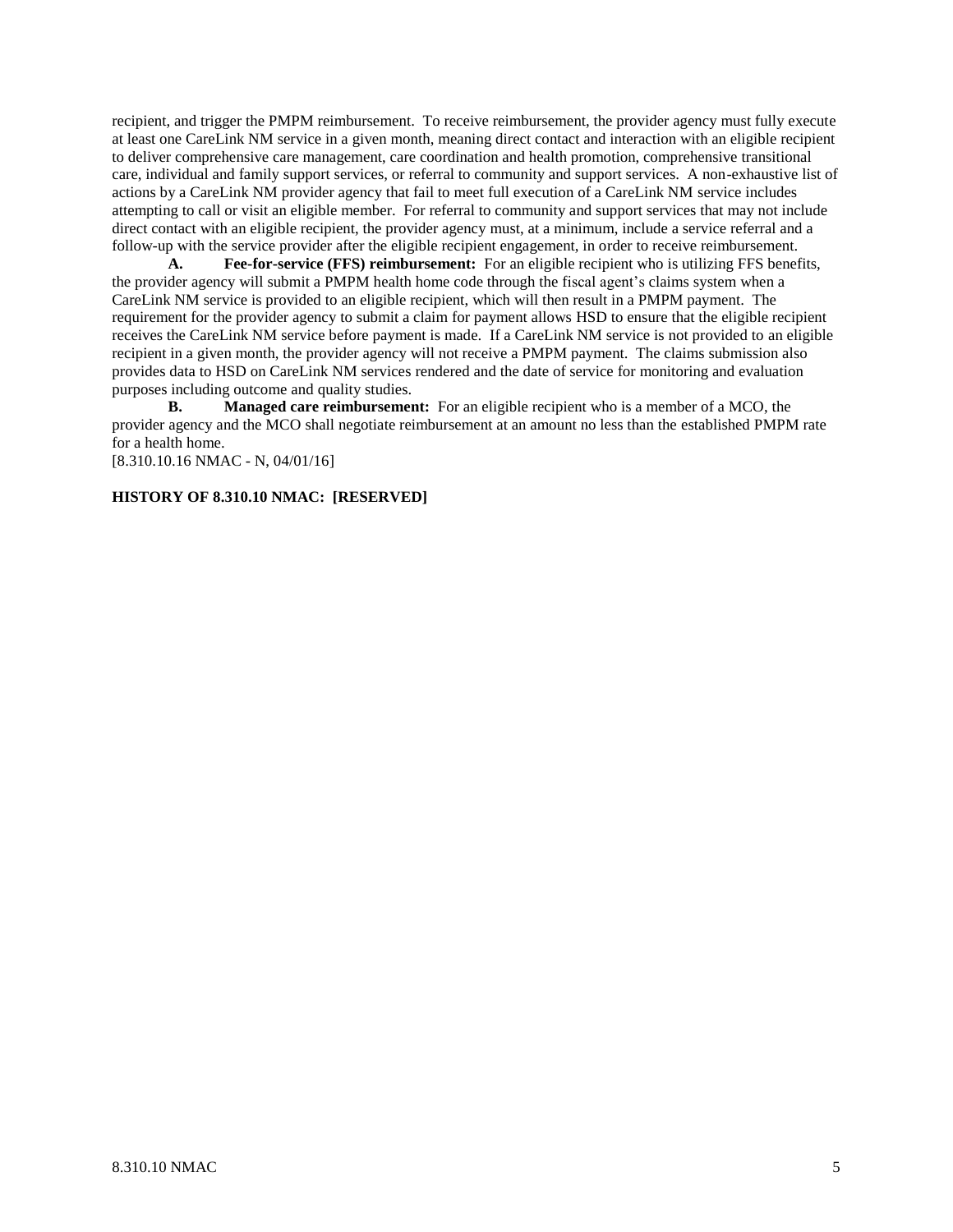recipient, and trigger the PMPM reimbursement. To receive reimbursement, the provider agency must fully execute at least one CareLink NM service in a given month, meaning direct contact and interaction with an eligible recipient to deliver comprehensive care management, care coordination and health promotion, comprehensive transitional care, individual and family support services, or referral to community and support services. A non-exhaustive list of actions by a CareLink NM provider agency that fail to meet full execution of a CareLink NM service includes attempting to call or visit an eligible member. For referral to community and support services that may not include direct contact with an eligible recipient, the provider agency must, at a minimum, include a service referral and a follow-up with the service provider after the eligible recipient engagement, in order to receive reimbursement.

**A. Fee-for-service (FFS) reimbursement:** For an eligible recipient who is utilizing FFS benefits, the provider agency will submit a PMPM health home code through the fiscal agent's claims system when a CareLink NM service is provided to an eligible recipient, which will then result in a PMPM payment. The requirement for the provider agency to submit a claim for payment allows HSD to ensure that the eligible recipient receives the CareLink NM service before payment is made. If a CareLink NM service is not provided to an eligible recipient in a given month, the provider agency will not receive a PMPM payment. The claims submission also provides data to HSD on CareLink NM services rendered and the date of service for monitoring and evaluation purposes including outcome and quality studies.

**B. Managed care reimbursement:** For an eligible recipient who is a member of a MCO, the provider agency and the MCO shall negotiate reimbursement at an amount no less than the established PMPM rate for a health home.

[8.310.10.16 NMAC - N, 04/01/16]

**HISTORY OF 8.310.10 NMAC: [RESERVED]**